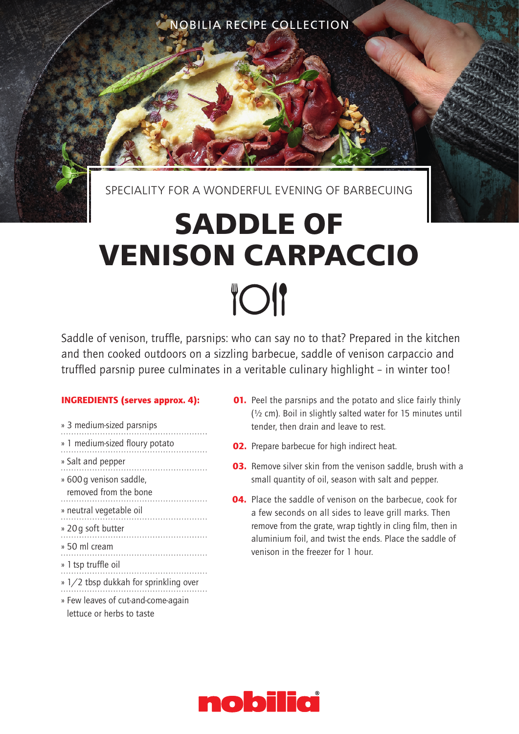NOBILIA RECIPE COLLECTION

SPECIALITY FOR A WONDERFUL EVENING OF BARBECUING

# SADDLE OF VENISON CARPACCIO

Saddle of venison, truffle, parsnips: who can say no to that? Prepared in the kitchen and then cooked outdoors on a sizzling barbecue, saddle of venison carpaccio and truffled parsnip puree culminates in a veritable culinary highlight – in winter too!

**INGREDIENTS (serves approx. 4):**

- 3 medium-sized parsnips
- 1 medium-sized floury potato
- Salt and pepper
- 600 g venison saddle, removed from the bone
- neutral vegetable oil
- 20 g soft butter
- 50 ml cream
- 1 tsp truffle oil
- 1/2 tbsp dukkah for sprinkling over
- Few leaves of cut-and-come-again lettuce or herbs to taste

**01.** Peel the parsnips and the potato and slice fairly thinly (½ cm). Boil in slightly salted water for 15 minutes until tender, then drain and leave to rest.

**02.** Prepare barbecue for high indirect heat.

**03.** Remove silver skin from the venison saddle, brush with a small quantity of oil, season with salt and pepper.

**04.** Place the saddle of venison on the barbecue, cook for a few seconds on all sides to leave grill marks. Then remove from the grate, wrap tightly in cling film, then in aluminium foil, and twist the ends. Place the saddle of venison in the freezer for 1 hour.

nobilia®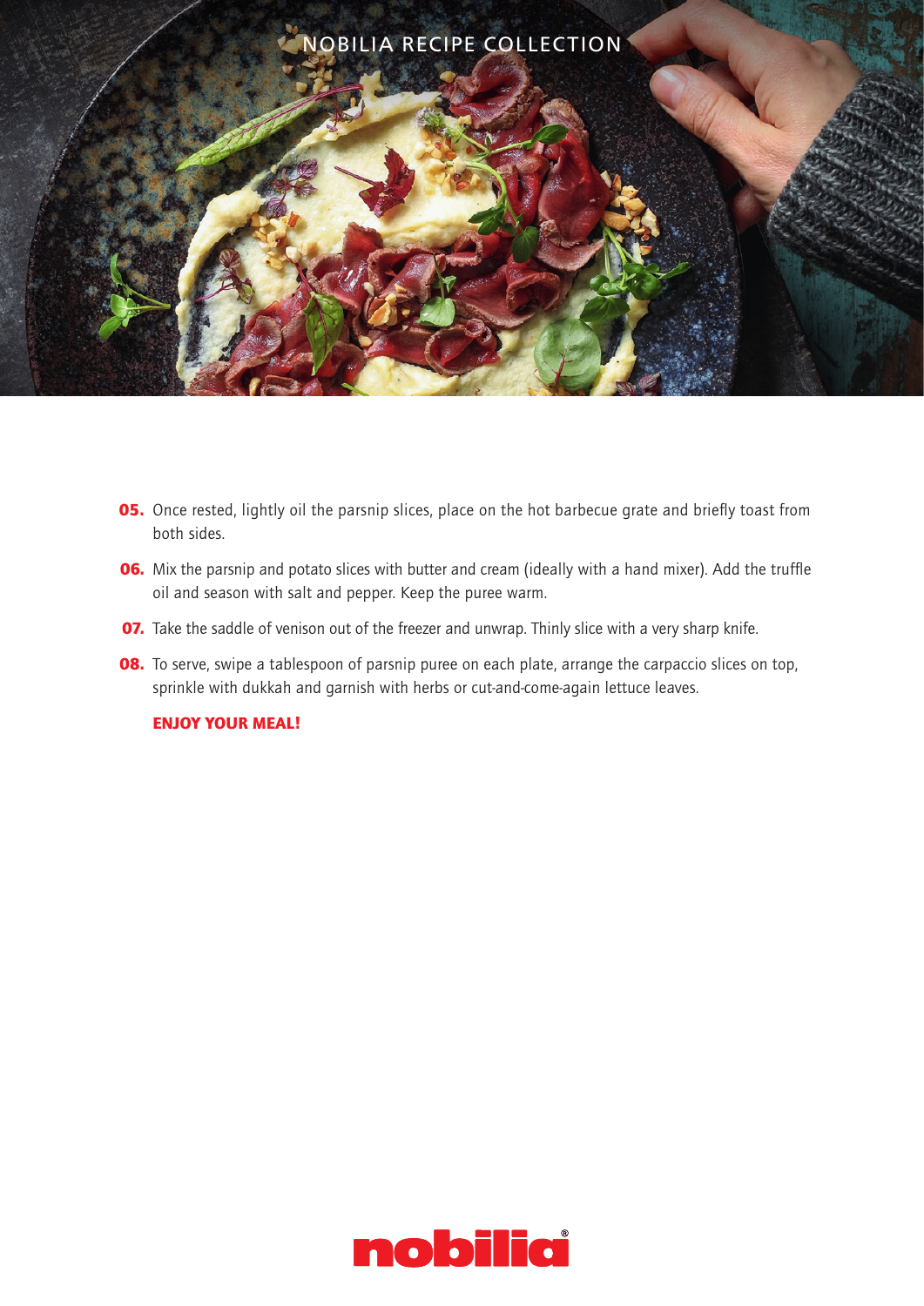**05.** Once rested, lightly oil the parsnip slices, place on the hot barbecue grate and briefly toast from both sides.

**06.** Mix the parsnip and potato slices with butter and cream (ideally with a hand mixer). Add the truffle oil and season with salt and pepper. Keep the puree warm.

**07.** Take the saddle of venison out of the freezer and unwrap. Thinly slice with a very sharp knife.

**08.** To serve, swipe a tablespoon of parsnip puree on each plate, arrange the carpaccio slices on top, sprinkle with dukkah and garnish with herbs or cut-and-come-again lettuce leaves.

**ENJOY YOUR MEAL!**